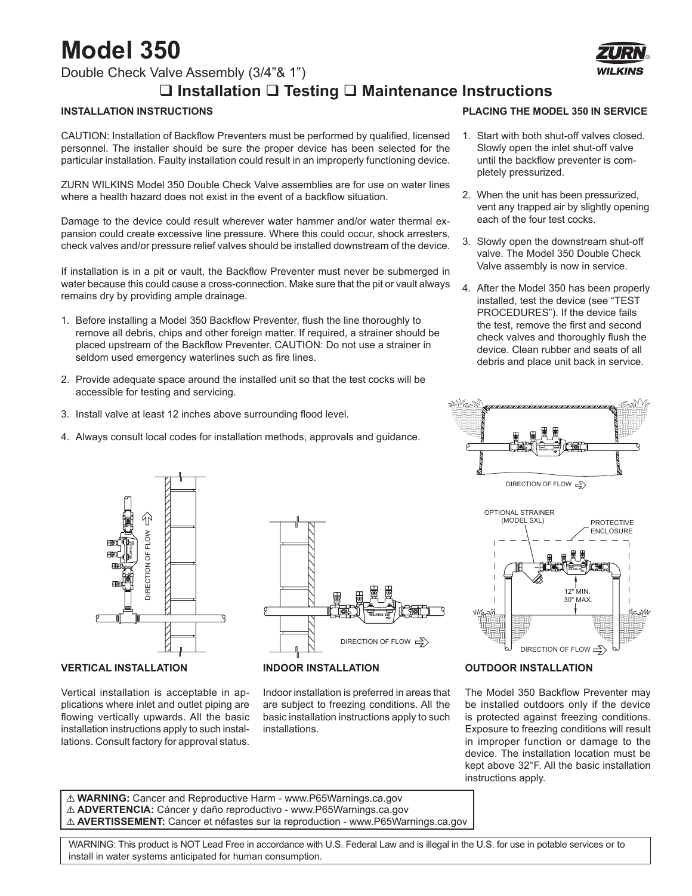# Model 350

Double Check Valve Assembly (3/4"& 1")

## ❑ Installation ❑ Testing ❑ Maintenance Instructions

### INSTALLATION INSTRUCTIONS

CAUTION: Installation of Backflow Preventers must be performed by qualified, licensed personnel. The installer should be sure the proper device has been selected for the particular installation. Faulty installation could result in an improperly functioning device.

ZURN WILKINS Model 350 Double Check Valve assemblies are for use on water lines where a health hazard does not exist in the event of a backflow situation.

Damage to the device could result wherever water hammer and/or water thermal expansion could create excessive line pressure. Where this could occur, shock arresters, check valves and/or pressure relief valves should be installed downstream of the device.

If installation is in a pit or vault, the Backflow Preventer must never be submerged in water because this could cause a cross-connection. Make sure that the pit or vault always remains dry by providing ample drainage.

1. Before installing a Model 350 Backflow Preventer, flush the line thoroughly to remove all debris, chips and other foreign matter. If required, a strainer should be placed upstream of the Backflow Preventer. CAUTION: Do not use a strainer in seldom used emergency waterlines such as fire lines.
2. Provide adequate space around the installed unit so that the test cocks will be accessible for testing and servicing.
3. Install valve at least 12 inches above surrounding flood level.
4. Always consult local codes for installation methods, approvals and guidance.

### PLACING THE MODEL 350 IN SERVICE

1. Start with both shut-off valves closed. Slowly open the inlet shut-off valve until the backflow preventer is completely pressurized.
2. When the unit has been pressurized, vent any trapped air by slightly opening each of the four test cocks.
3. Slowly open the downstream shut-off valve. The Model 350 Double Check Valve assembly is now in service.
4. After the Model 350 has been properly installed, test the device (see "TEST PROCEDURES"). If the device fails the test, remove the first and second check valves and thoroughly flush the device. Clean rubber and seats of all debris and place unit back in service.

DIRECTION OF FLOW

OPTIONAL STRAINER (MODEL SXL)

PROTECTIVE ENCLOSURE

12" MIN. 30" MAX.

### VERTICAL INSTALLATION

Vertical installation is acceptable in applications where inlet and outlet piping are flowing vertically upwards. All the basic installation instructions apply to such installations. Consult factory for approval status.

### INDOOR INSTALLATION

Indoor installation is preferred in areas that are subject to freezing conditions. All the basic installation instructions apply to such installations.

### OUTDOOR INSTALLATION

The Model 350 Backflow Preventer may be installed outdoors only if the device is protected against freezing conditions. Exposure to freezing conditions will result in improper function or damage to the device. The installation location must be kept above 32°F. All the basic installation instructions apply.

⚠ **WARNING:** Cancer and Reproductive Harm - www.P65Warnings.ca.gov
⚠ **ADVERTENCIA:** Cáncer y daño reproductivo - www.P65Warnings.ca.gov
⚠ **AVERTISSEMENT:** Cancer et néfastes sur la reproduction - www.P65Warnings.ca.gov

WARNING: This product is NOT Lead Free in accordance with U.S. Federal Law and is illegal in the U.S. for use in potable services or to install in water systems anticipated for human consumption.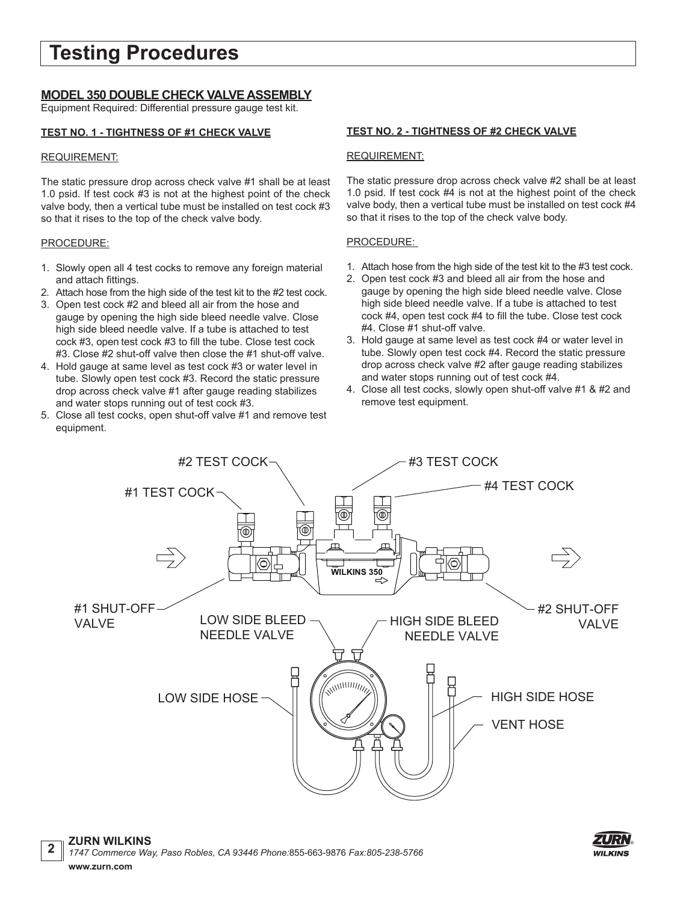# Testing Procedures

## MODEL 350 DOUBLE CHECK VALVE ASSEMBLY

Equipment Required: Differential pressure gauge test kit.

### TEST NO. 1 - TIGHTNESS OF #1 CHECK VALVE

REQUIREMENT:

The static pressure drop across check valve #1 shall be at least 1.0 psid. If test cock #3 is not at the highest point of the check valve body, then a vertical tube must be installed on test cock #3 so that it rises to the top of the check valve body.

PROCEDURE:

1. Slowly open all 4 test cocks to remove any foreign material and attach fittings.
2. Attach hose from the high side of the test kit to the #2 test cock.
3. Open test cock #2 and bleed all air from the hose and gauge by opening the high side bleed needle valve. Close high side bleed needle valve. If a tube is attached to test cock #3, open test cock #3 to fill the tube. Close test cock #3. Close #2 shut-off valve then close the #1 shut-off valve.
4. Hold gauge at same level as test cock #3 or water level in tube. Slowly open test cock #3. Record the static pressure drop across check valve #1 after gauge reading stabilizes and water stops running out of test cock #3.
5. Close all test cocks, open shut-off valve #1 and remove test equipment.

### TEST NO. 2 - TIGHTNESS OF #2 CHECK VALVE

REQUIREMENT:

The static pressure drop across check valve #2 shall be at least 1.0 psid. If test cock #4 is not at the highest point of the check valve body, then a vertical tube must be installed on test cock #4 so that it rises to the top of the check valve body.

PROCEDURE:

1. Attach hose from the high side of the test kit to the #3 test cock.
2. Open test cock #3 and bleed all air from the hose and gauge by opening the high side bleed needle valve. Close high side bleed needle valve. If a tube is attached to test cock #4, open test cock #4 to fill the tube. Close test cock #4. Close #1 shut-off valve.
3. Hold gauge at same level as test cock #4 or water level in tube. Slowly open test cock #4. Record the static pressure drop across check valve #2 after gauge reading stabilizes and water stops running out of test cock #4.
4. Close all test cocks, slowly open shut-off valve #1 & #2 and remove test equipment.

#1 TEST COCK, #2 TEST COCK, #3 TEST COCK, #4 TEST COCK, WILKINS 350, #1 SHUT-OFF VALVE, #2 SHUT-OFF VALVE, LOW SIDE BLEED NEEDLE VALVE, HIGH SIDE BLEED NEEDLE VALVE, LOW SIDE HOSE, HIGH SIDE HOSE, VENT HOSE

**ZURN WILKINS**
*1747 Commerce Way, Paso Robles, CA 93446 Phone:*855-663-9876 *Fax:805-238-5766*
**www.zurn.com**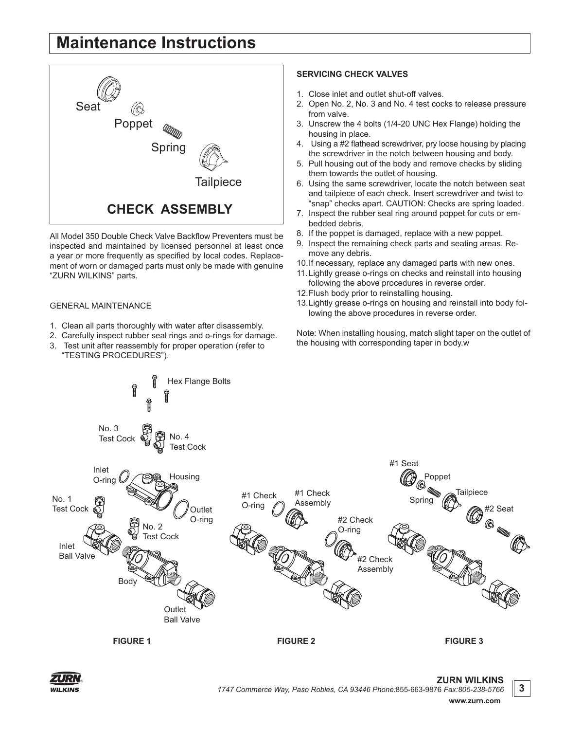# Maintenance Instructions

Seat

Poppet

Spring

Tailpiece

**CHECK ASSEMBLY**

All Model 350 Double Check Valve Backflow Preventers must be inspected and maintained by licensed personnel at least once a year or more frequently as specified by local codes. Replacement of worn or damaged parts must only be made with genuine "ZURN WILKINS" parts.

GENERAL MAINTENANCE

1. Clean all parts thoroughly with water after disassembly.
2. Carefully inspect rubber seal rings and o-rings for damage.
3. Test unit after reassembly for proper operation (refer to "TESTING PROCEDURES").

**SERVICING CHECK VALVES**

1. Close inlet and outlet shut-off valves.
2. Open No. 2, No. 3 and No. 4 test cocks to release pressure from valve.
3. Unscrew the 4 bolts (1/4-20 UNC Hex Flange) holding the housing in place.
4. Using a #2 flathead screwdriver, pry loose housing by placing the screwdriver in the notch between housing and body.
5. Pull housing out of the body and remove checks by sliding them towards the outlet of housing.
6. Using the same screwdriver, locate the notch between seat and tailpiece of each check. Insert screwdriver and twist to "snap" checks apart. CAUTION: Checks are spring loaded.
7. Inspect the rubber seal ring around poppet for cuts or embedded debris.
8. If the poppet is damaged, replace with a new poppet.
9. Inspect the remaining check parts and seating areas. Remove any debris.
10. If necessary, replace any damaged parts with new ones.
11. Lightly grease o-rings on checks and reinstall into housing following the above procedures in reverse order.
12. Flush body prior to reinstalling housing.
13. Lightly grease o-rings on housing and reinstall into body following the above procedures in reverse order.

Note: When installing housing, match slight taper on the outlet of the housing with corresponding taper in body.w

Hex Flange Bolts

No. 3 Test Cock

No. 4 Test Cock

Inlet O-ring

Housing

No. 1 Test Cock

Outlet O-ring

No. 2 Test Cock

Inlet Ball Valve

Body

Outlet Ball Valve

**FIGURE 1**

#1 Check O-ring

#1 Check Assembly

#2 Check O-ring

#2 Check Assembly

**FIGURE 2**

#1 Seat

Poppet

Spring

Tailpiece

#2 Seat

**FIGURE 3**

**ZURN WILKINS**
*1747 Commerce Way, Paso Robles, CA 93446 Phone:*855-663-9876 *Fax:805-238-5766*
**www.zurn.com**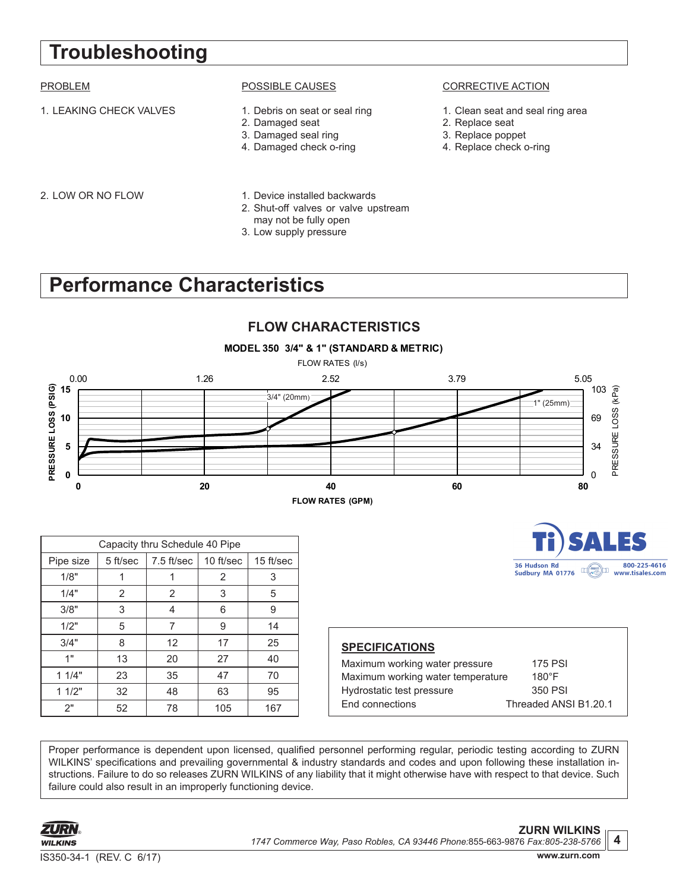# Troubleshooting

| PROBLEM | POSSIBLE CAUSES | CORRECTIVE ACTION |
|---|---|---|
| 1. LEAKING CHECK VALVES | 1. Debris on seat or seal ring<br>2. Damaged seat<br>3. Damaged seal ring<br>4. Damaged check o-ring | 1. Clean seat and seal ring area<br>2. Replace seat<br>3. Replace poppet<br>4. Replace check o-ring |
| 2. LOW OR NO FLOW | 1. Device installed backwards<br>2. Shut-off valves or valve upstream may not be fully open<br>3. Low supply pressure | |

# Performance Characteristics

## FLOW CHARACTERISTICS

**MODEL 350 3/4" & 1" (STANDARD & METRIC)**

FLOW RATES (l/s)

0.00 1.26 2.52 3.79 5.05

PRESSURE LOSS (PSIG)

15 10 5 0

PRESSURE LOSS (kPa)

103 69 34 0

3/4" (20mm)

1" (25mm)

0 20 40 60 80

**FLOW RATES (GPM)**

| Capacity thru Schedule 40 Pipe | | | | |
|---|---|---|---|---|
| Pipe size | 5 ft/sec | 7.5 ft/sec | 10 ft/sec | 15 ft/sec |
| 1/8" | 1 | 1 | 2 | 3 |
| 1/4" | 2 | 2 | 3 | 5 |
| 3/8" | 3 | 4 | 6 | 9 |
| 1/2" | 5 | 7 | 9 | 14 |
| 3/4" | 8 | 12 | 17 | 25 |
| 1" | 13 | 20 | 27 | 40 |
| 1 1/4" | 23 | 35 | 47 | 70 |
| 1 1/2" | 32 | 48 | 63 | 95 |
| 2" | 52 | 78 | 105 | 167 |

Ti SALES
36 Hudson Rd
Sudbury MA 01776
800-225-4616
www.tisales.com

**SPECIFICATIONS**

| | |
|---|---|
| Maximum working water pressure | 175 PSI |
| Maximum working water temperature | 180°F |
| Hydrostatic test pressure | 350 PSI |
| End connections | Threaded ANSI B1.20.1 |

Proper performance is dependent upon licensed, qualified personnel performing regular, periodic testing according to ZURN WILKINS' specifications and prevailing governmental & industry standards and codes and upon following these installation instructions. Failure to do so releases ZURN WILKINS of any liability that it might otherwise have with respect to that device. Such failure could also result in an improperly functioning device.

**ZURN WILKINS**
*1747 Commerce Way, Paso Robles, CA 93446 Phone:855-663-9876 Fax:805-238-5766*
**www.zurn.com**

IS350-34-1 (REV. C 6/17)